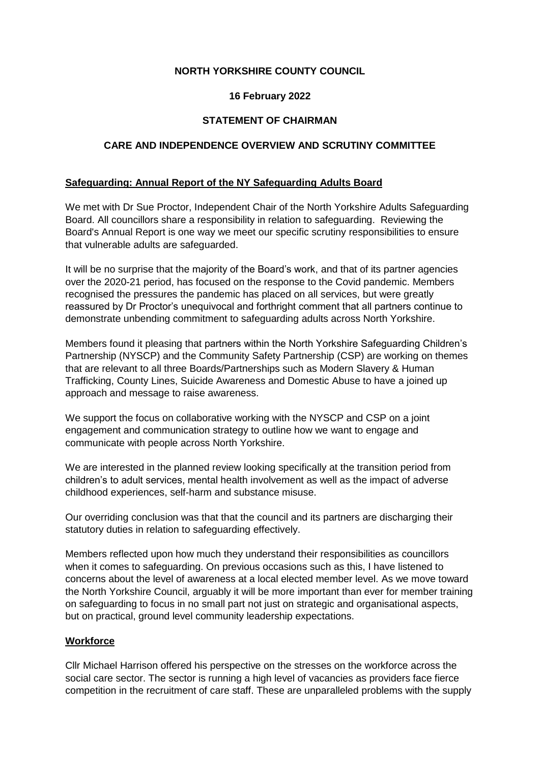**NORTH YORKSHIRE COUNTY COUNCIL**

**16 February 2022**

**STATEMENT OF CHAIRMAN**

**CARE AND INDEPENDENCE OVERVIEW AND SCRUTINY COMMITTEE**

**Safeguarding: Annual Report of the NY Safeguarding Adults Board**

We met with Dr Sue Proctor, Independent Chair of the North Yorkshire Adults Safeguarding Board. All councillors share a responsibility in relation to safeguarding. Reviewing the Board's Annual Report is one way we meet our specific scrutiny responsibilities to ensure that vulnerable adults are safeguarded.

It will be no surprise that the majority of the Board's work, and that of its partner agencies over the 2020-21 period, has focused on the response to the Covid pandemic. Members recognised the pressures the pandemic has placed on all services, but were greatly reassured by Dr Proctor's unequivocal and forthright comment that all partners continue to demonstrate unbending commitment to safeguarding adults across North Yorkshire.

Members found it pleasing that partners within the North Yorkshire Safeguarding Children's Partnership (NYSCP) and the Community Safety Partnership (CSP) are working on themes that are relevant to all three Boards/Partnerships such as Modern Slavery & Human Trafficking, County Lines, Suicide Awareness and Domestic Abuse to have a joined up approach and message to raise awareness.

We support the focus on collaborative working with the NYSCP and CSP on a joint engagement and communication strategy to outline how we want to engage and communicate with people across North Yorkshire.

We are interested in the planned review looking specifically at the transition period from children's to adult services, mental health involvement as well as the impact of adverse childhood experiences, self-harm and substance misuse.

Our overriding conclusion was that that the council and its partners are discharging their statutory duties in relation to safeguarding effectively.

Members reflected upon how much they understand their responsibilities as councillors when it comes to safeguarding. On previous occasions such as this, I have listened to concerns about the level of awareness at a local elected member level. As we move toward the North Yorkshire Council, arguably it will be more important than ever for member training on safeguarding to focus in no small part not just on strategic and organisational aspects, but on practical, ground level community leadership expectations.

**Workforce**

Cllr Michael Harrison offered his perspective on the stresses on the workforce across the social care sector. The sector is running a high level of vacancies as providers face fierce competition in the recruitment of care staff. These are unparalleled problems with the supply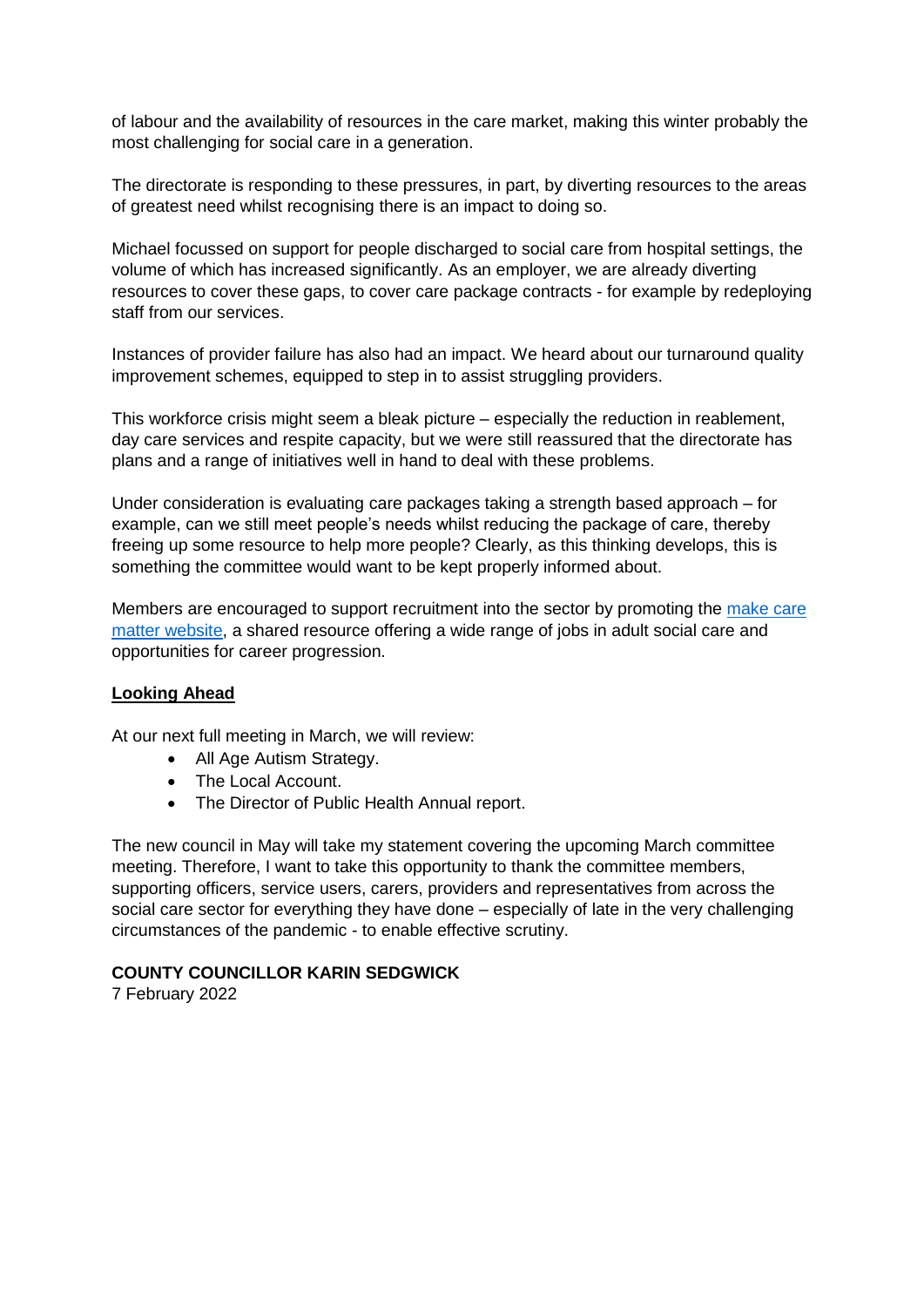of labour and the availability of resources in the care market, making this winter probably the most challenging for social care in a generation.

The directorate is responding to these pressures, in part, by diverting resources to the areas of greatest need whilst recognising there is an impact to doing so.

Michael focussed on support for people discharged to social care from hospital settings, the volume of which has increased significantly. As an employer, we are already diverting resources to cover these gaps, to cover care package contracts - for example by redeploying staff from our services.

Instances of provider failure has also had an impact. We heard about our turnaround quality improvement schemes, equipped to step in to assist struggling providers.

This workforce crisis might seem a bleak picture – especially the reduction in reablement, day care services and respite capacity, but we were still reassured that the directorate has plans and a range of initiatives well in hand to deal with these problems.

Under consideration is evaluating care packages taking a strength based approach – for example, can we still meet people's needs whilst reducing the package of care, thereby freeing up some resource to help more people? Clearly, as this thinking develops, this is something the committee would want to be kept properly informed about.

Members are encouraged to support recruitment into the sector by promoting the make care matter website, a shared resource offering a wide range of jobs in adult social care and opportunities for career progression.

**Looking Ahead**

At our next full meeting in March, we will review:

- All Age Autism Strategy.
- The Local Account.
- The Director of Public Health Annual report.

The new council in May will take my statement covering the upcoming March committee meeting. Therefore, I want to take this opportunity to thank the committee members, supporting officers, service users, carers, providers and representatives from across the social care sector for everything they have done – especially of late in the very challenging circumstances of the pandemic - to enable effective scrutiny.

**COUNTY COUNCILLOR KARIN SEDGWICK**
7 February 2022